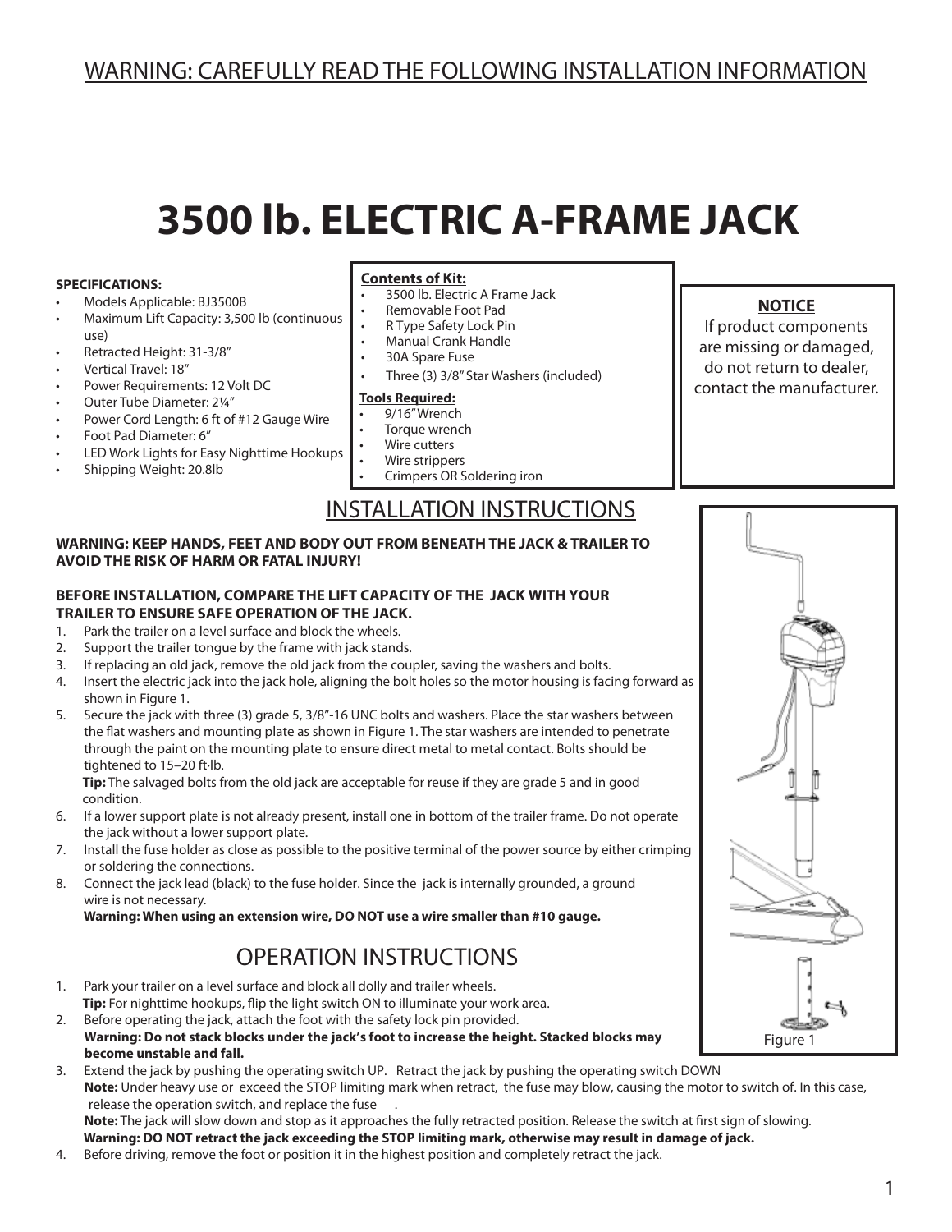WARNING: CAREFULLY READ THE FOLLOWING INSTALLATION INFORMATION

# 3500 lb. ELECTRIC A-FRAME JACK

**SPECIFICATIONS:**

- Models Applicable: BJ3500B
- Maximum Lift Capacity: 3,500 lb (continuous use)
- Retracted Height: 31-3/8"
- Vertical Travel: 18"
- Power Requirements: 12 Volt DC
- Outer Tube Diameter: 2¼"
- Power Cord Length: 6 ft of #12 Gauge Wire
- Foot Pad Diameter: 6"
- LED Work Lights for Easy Nighttime Hookups
- Shipping Weight: 20.8lb

**Contents of Kit:**

- 3500 lb. Electric A Frame Jack
- Removable Foot Pad
- R Type Safety Lock Pin
- Manual Crank Handle
- 30A Spare Fuse
- Three (3) 3/8" Star Washers (included)

**Tools Required:**

- 9/16" Wrench
- Torque wrench
- Wire cutters
- Wire strippers
- Crimpers OR Soldering iron

**NOTICE**

If product components are missing or damaged, do not return to dealer, contact the manufacturer.

## INSTALLATION INSTRUCTIONS

**WARNING: KEEP HANDS, FEET AND BODY OUT FROM BENEATH THE JACK & TRAILER TO AVOID THE RISK OF HARM OR FATAL INJURY!**

**BEFORE INSTALLATION, COMPARE THE LIFT CAPACITY OF THE JACK WITH YOUR TRAILER TO ENSURE SAFE OPERATION OF THE JACK.**

1. Park the trailer on a level surface and block the wheels.
2. Support the trailer tongue by the frame with jack stands.
3. If replacing an old jack, remove the old jack from the coupler, saving the washers and bolts.
4. Insert the electric jack into the jack hole, aligning the bolt holes so the motor housing is facing forward as shown in Figure 1.
5. Secure the jack with three (3) grade 5, 3/8"-16 UNC bolts and washers. Place the star washers between the flat washers and mounting plate as shown in Figure 1. The star washers are intended to penetrate through the paint on the mounting plate to ensure direct metal to metal contact. Bolts should be tightened to 15–20 ft·lb.
   **Tip:** The salvaged bolts from the old jack are acceptable for reuse if they are grade 5 and in good condition.
6. If a lower support plate is not already present, install one in bottom of the trailer frame. Do not operate the jack without a lower support plate.
7. Install the fuse holder as close as possible to the positive terminal of the power source by either crimping or soldering the connections.
8. Connect the jack lead (black) to the fuse holder. Since the jack is internally grounded, a ground wire is not necessary.
   **Warning: When using an extension wire, DO NOT use a wire smaller than #10 gauge.**

## OPERATION INSTRUCTIONS

1. Park your trailer on a level surface and block all dolly and trailer wheels.
   **Tip:** For nighttime hookups, flip the light switch ON to illuminate your work area.
2. Before operating the jack, attach the foot with the safety lock pin provided.
   **Warning: Do not stack blocks under the jack's foot to increase the height. Stacked blocks may become unstable and fall.**
3. Extend the jack by pushing the operating switch UP. Retract the jack by pushing the operating switch DOWN
   **Note:** Under heavy use or exceed the STOP limiting mark when retract, the fuse may blow, causing the motor to switch of. In this case, release the operation switch, and replace the fuse .
   **Note:** The jack will slow down and stop as it approaches the fully retracted position. Release the switch at first sign of slowing.
   **Warning: DO NOT retract the jack exceeding the STOP limiting mark, otherwise may result in damage of jack.**
4. Before driving, remove the foot or position it in the highest position and completely retract the jack.

Figure 1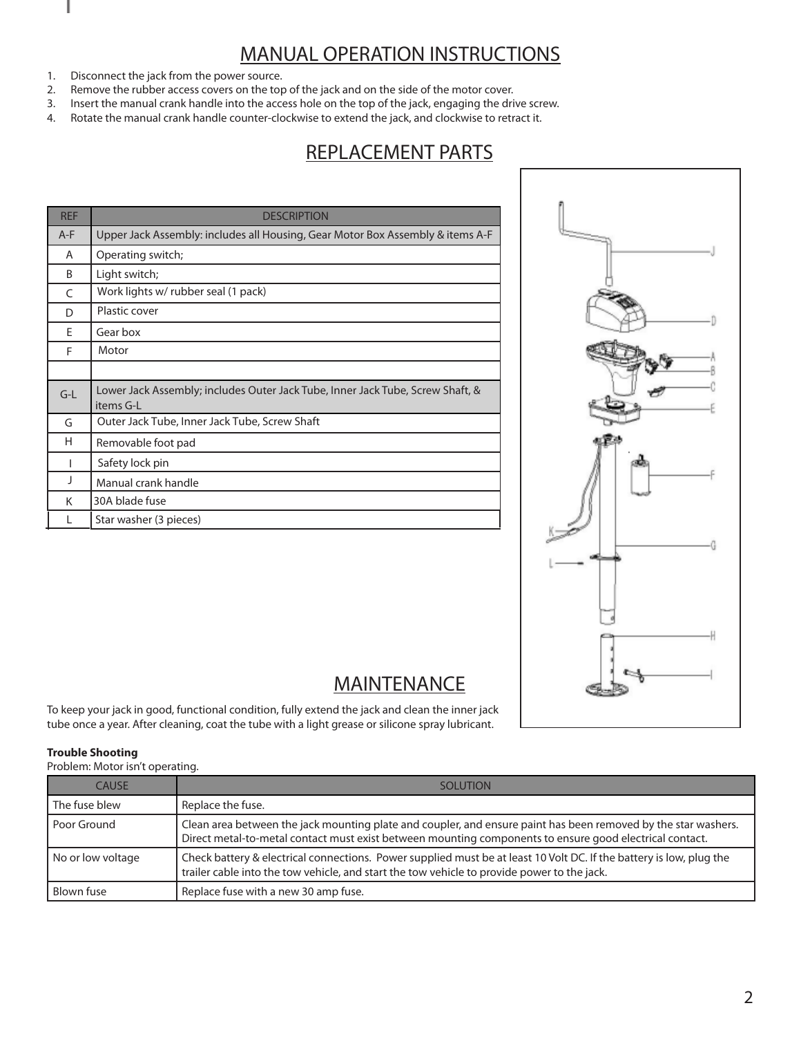# MANUAL OPERATION INSTRUCTIONS

1. Disconnect the jack from the power source.
2. Remove the rubber access covers on the top of the jack and on the side of the motor cover.
3. Insert the manual crank handle into the access hole on the top of the jack, engaging the drive screw.
4. Rotate the manual crank handle counter-clockwise to extend the jack, and clockwise to retract it.

# REPLACEMENT PARTS

| REF | DESCRIPTION |
|---|---|
| A-F | Upper Jack Assembly: includes all Housing, Gear Motor Box Assembly & items A-F |
| A | Operating switch; |
| B | Light switch; |
| C | Work lights w/ rubber seal (1 pack) |
| D | Plastic cover |
| E | Gear box |
| F | Motor |
| | |
| G-L | Lower Jack Assembly; includes Outer Jack Tube, Inner Jack Tube, Screw Shaft, & items G-L |
| G | Outer Jack Tube, Inner Jack Tube, Screw Shaft |
| H | Removable foot pad |
| I | Safety lock pin |
| J | Manual crank handle |
| K | 30A blade fuse |
| L | Star washer (3 pieces) |

J
D
A
B
C
E
F
K
G
L
H
I

# MAINTENANCE

To keep your jack in good, functional condition, fully extend the jack and clean the inner jack tube once a year. After cleaning, coat the tube with a light grease or silicone spray lubricant.

**Trouble Shooting**

Problem: Motor isn't operating.

| CAUSE | SOLUTION |
|---|---|
| The fuse blew | Replace the fuse. |
| Poor Ground | Clean area between the jack mounting plate and coupler, and ensure paint has been removed by the star washers. Direct metal-to-metal contact must exist between mounting components to ensure good electrical contact. |
| No or low voltage | Check battery & electrical connections. Power supplied must be at least 10 Volt DC. If the battery is low, plug the trailer cable into the tow vehicle, and start the tow vehicle to provide power to the jack. |
| Blown fuse | Replace fuse with a new 30 amp fuse. |